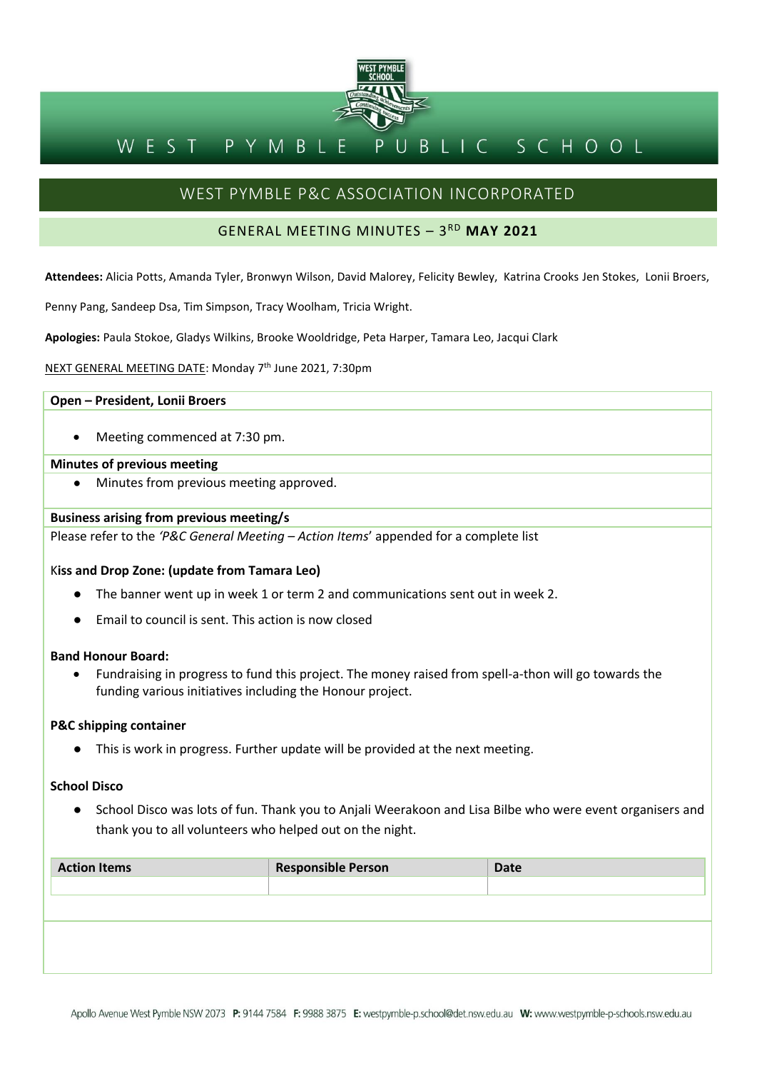# WEST PYMBLE PUBLIC SCHOOL

## WEST PYMBLE P&C ASSOCIATION INCORPORATED

### GENERAL MEETING MINUTES – 3RD MAY 2021

**Attendees:** Alicia Potts, Amanda Tyler, Bronwyn Wilson, David Malorey, Felicity Bewley, Katrina Crooks Jen Stokes, Lonii Broers, Penny Pang, Sandeep Dsa, Tim Simpson, Tracy Woolham, Tricia Wright.

**Apologies:** Paula Stokoe, Gladys Wilkins, Brooke Wooldridge, Peta Harper, Tamara Leo, Jacqui Clark

NEXT GENERAL MEETING DATE: Monday 7th June 2021, 7:30pm

**Open – President, Lonii Broers**

- Meeting commenced at 7:30 pm.

**Minutes of previous meeting**

- Minutes from previous meeting approved.

**Business arising from previous meeting/s**

Please refer to the *'P&C General Meeting – Action Items'* appended for a complete list

**Kiss and Drop Zone: (update from Tamara Leo)**

- The banner went up in week 1 or term 2 and communications sent out in week 2.
- Email to council is sent. This action is now closed

**Band Honour Board:**

- Fundraising in progress to fund this project. The money raised from spell-a-thon will go towards the funding various initiatives including the Honour project.

**P&C shipping container**

- This is work in progress. Further update will be provided at the next meeting.

**School Disco**

- School Disco was lots of fun. Thank you to Anjali Weerakoon and Lisa Bilbe who were event organisers and thank you to all volunteers who helped out on the night.

| Action Items | Responsible Person | Date |
|---|---|---|
| | | |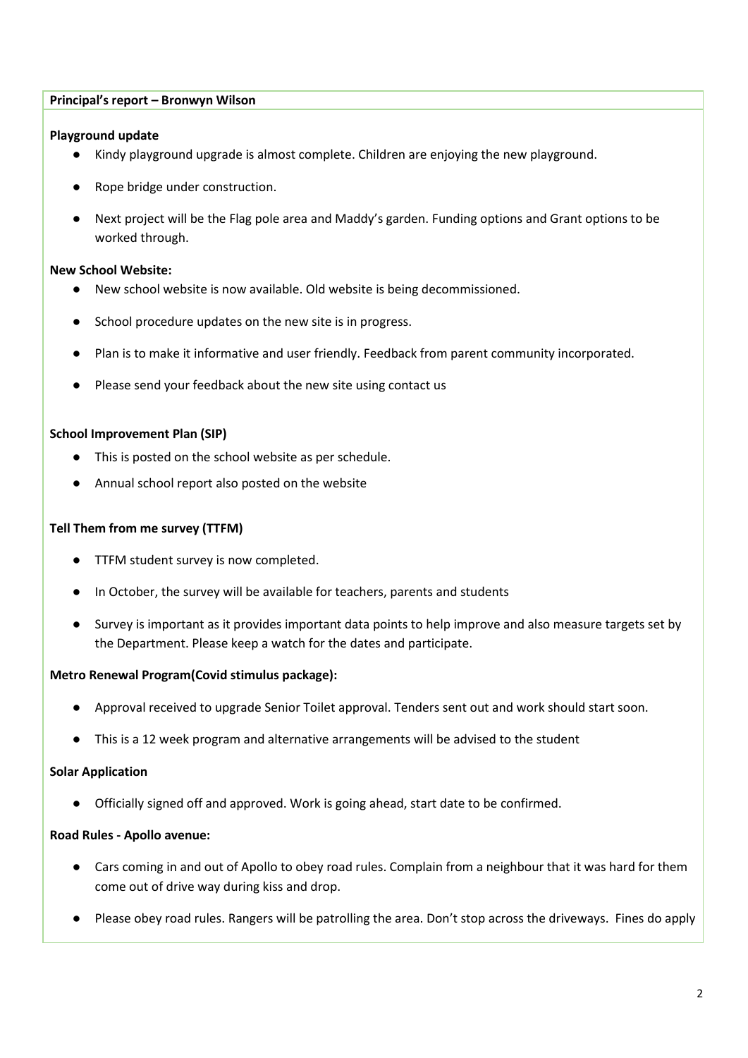**Principal's report – Bronwyn Wilson**

**Playground update**

- Kindy playground upgrade is almost complete. Children are enjoying the new playground.
- Rope bridge under construction.
- Next project will be the Flag pole area and Maddy's garden. Funding options and Grant options to be worked through.

**New School Website:**

- New school website is now available. Old website is being decommissioned.
- School procedure updates on the new site is in progress.
- Plan is to make it informative and user friendly. Feedback from parent community incorporated.
- Please send your feedback about the new site using contact us

**School Improvement Plan (SIP)**

- This is posted on the school website as per schedule.
- Annual school report also posted on the website

**Tell Them from me survey (TTFM)**

- TTFM student survey is now completed.
- In October, the survey will be available for teachers, parents and students
- Survey is important as it provides important data points to help improve and also measure targets set by the Department. Please keep a watch for the dates and participate.

**Metro Renewal Program(Covid stimulus package):**

- Approval received to upgrade Senior Toilet approval. Tenders sent out and work should start soon.
- This is a 12 week program and alternative arrangements will be advised to the student

**Solar Application**

- Officially signed off and approved. Work is going ahead, start date to be confirmed.

**Road Rules - Apollo avenue:**

- Cars coming in and out of Apollo to obey road rules. Complain from a neighbour that it was hard for them come out of drive way during kiss and drop.
- Please obey road rules. Rangers will be patrolling the area. Don't stop across the driveways. Fines do apply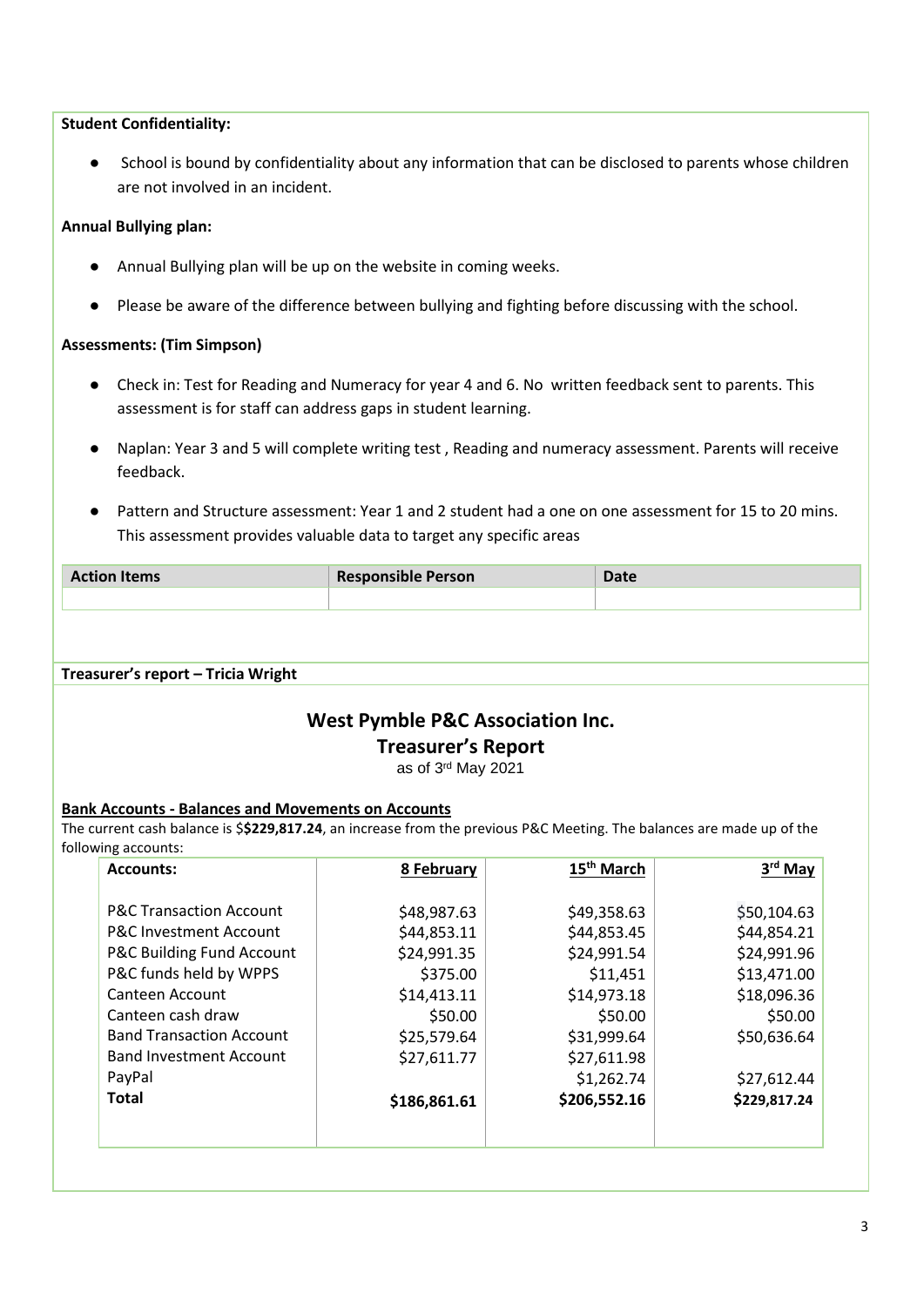**Student Confidentiality:**

- School is bound by confidentiality about any information that can be disclosed to parents whose children are not involved in an incident.

**Annual Bullying plan:**

- Annual Bullying plan will be up on the website in coming weeks.
- Please be aware of the difference between bullying and fighting before discussing with the school.

**Assessments: (Tim Simpson)**

- Check in: Test for Reading and Numeracy for year 4 and 6. No written feedback sent to parents. This assessment is for staff can address gaps in student learning.
- Naplan: Year 3 and 5 will complete writing test , Reading and numeracy assessment. Parents will receive feedback.
- Pattern and Structure assessment: Year 1 and 2 student had a one on one assessment for 15 to 20 mins. This assessment provides valuable data to target any specific areas

| Action Items | Responsible Person | Date |
|---|---|---|
| | | |

**Treasurer's report – Tricia Wright**

## West Pymble P&C Association Inc.

## Treasurer's Report

as of 3rd May 2021

**Bank Accounts - Balances and Movements on Accounts**

The current cash balance is $**$229,817.24**, an increase from the previous P&C Meeting. The balances are made up of the following accounts:

| **Accounts:** | **8 February** | **15th March** | **3rd May** |
|---|---|---|---|
| P&C Transaction Account | $48,987.63 | $49,358.63 | $50,104.63 |
| P&C Investment Account | $44,853.11 | $44,853.45 | $44,854.21 |
| P&C Building Fund Account | $24,991.35 | $24,991.54 | $24,991.96 |
| P&C funds held by WPPS | $375.00 | $11,451 | $13,471.00 |
| Canteen Account | $14,413.11 | $14,973.18 | $18,096.36 |
| Canteen cash draw | $50.00 | $50.00 | $50.00 |
| Band Transaction Account | $25,579.64 | $31,999.64 | $50,636.64 |
| Band Investment Account | $27,611.77 | $27,611.98 | |
| PayPal | | $1,262.74 | $27,612.44 |
| **Total** | **$186,861.61** | **$206,552.16** | **$229,817.24** |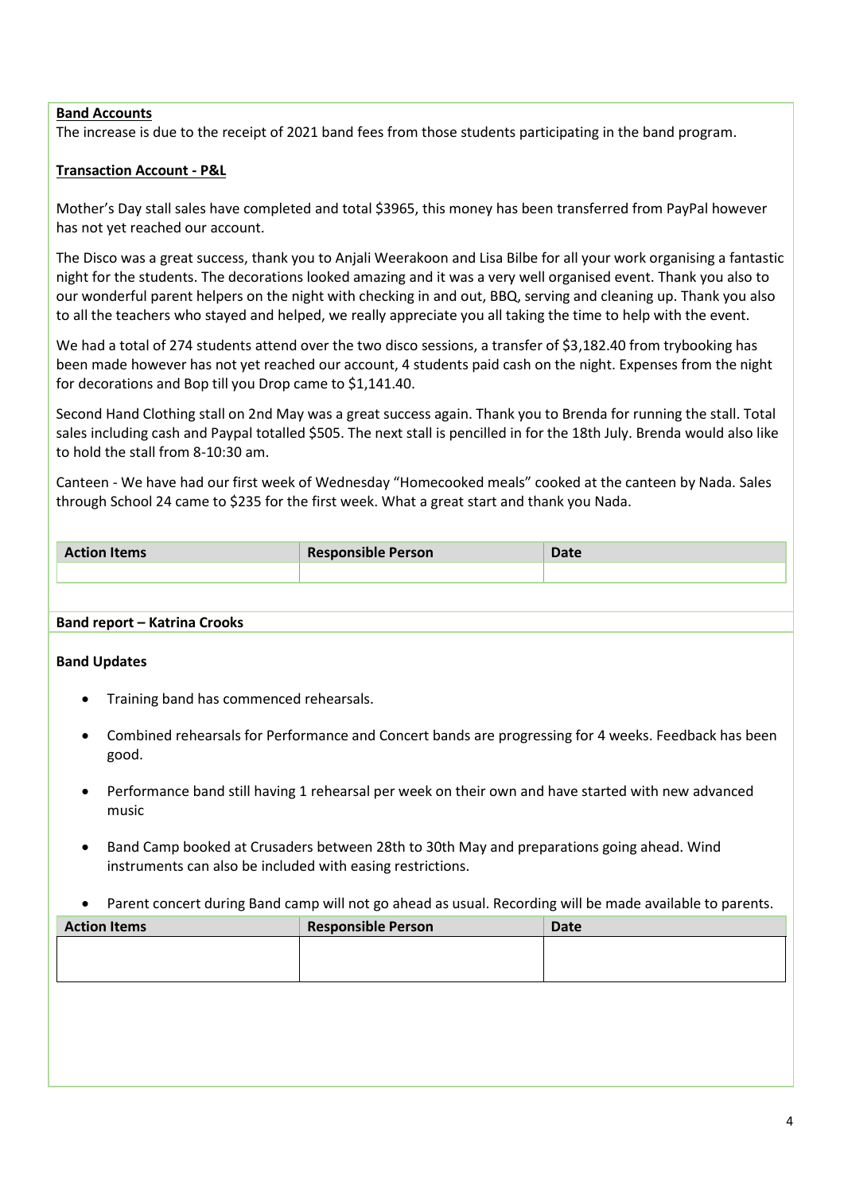**Band Accounts**
The increase is due to the receipt of 2021 band fees from those students participating in the band program.

**Transaction Account - P&L**

Mother's Day stall sales have completed and total $3965, this money has been transferred from PayPal however has not yet reached our account.

The Disco was a great success, thank you to Anjali Weerakoon and Lisa Bilbe for all your work organising a fantastic night for the students. The decorations looked amazing and it was a very well organised event. Thank you also to our wonderful parent helpers on the night with checking in and out, BBQ, serving and cleaning up. Thank you also to all the teachers who stayed and helped, we really appreciate you all taking the time to help with the event.

We had a total of 274 students attend over the two disco sessions, a transfer of $3,182.40 from trybooking has been made however has not yet reached our account, 4 students paid cash on the night. Expenses from the night for decorations and Bop till you Drop came to $1,141.40.

Second Hand Clothing stall on 2nd May was a great success again. Thank you to Brenda for running the stall. Total sales including cash and Paypal totalled $505. The next stall is pencilled in for the 18th July. Brenda would also like to hold the stall from 8-10:30 am.

Canteen - We have had our first week of Wednesday "Homecooked meals" cooked at the canteen by Nada. Sales through School 24 came to $235 for the first week. What a great start and thank you Nada.

| Action Items | Responsible Person | Date |
|---|---|---|
| | | |

**Band report – Katrina Crooks**

**Band Updates**

- Training band has commenced rehearsals.
- Combined rehearsals for Performance and Concert bands are progressing for 4 weeks. Feedback has been good.
- Performance band still having 1 rehearsal per week on their own and have started with new advanced music
- Band Camp booked at Crusaders between 28th to 30th May and preparations going ahead. Wind instruments can also be included with easing restrictions.
- Parent concert during Band camp will not go ahead as usual. Recording will be made available to parents.

| Action Items | Responsible Person | Date |
|---|---|---|
| | | |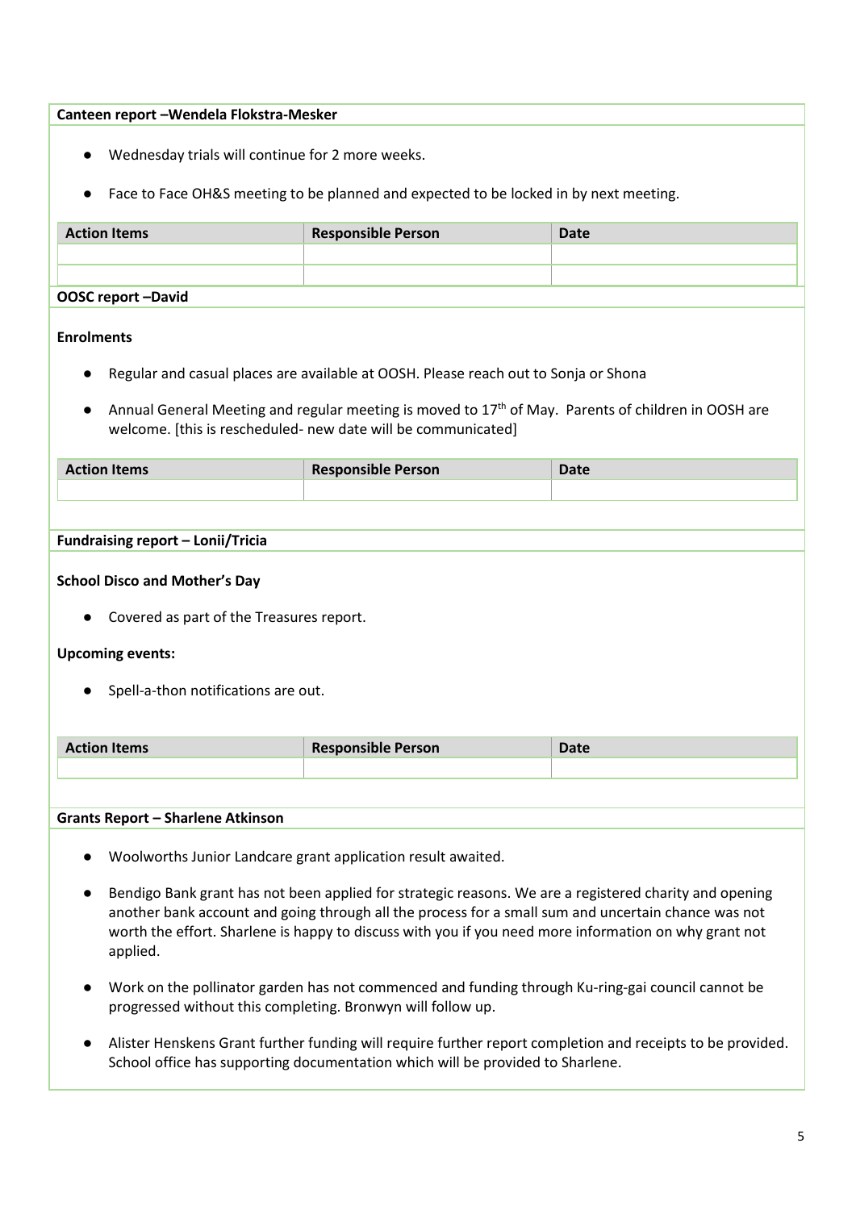**Canteen report –Wendela Flokstra-Mesker**

- Wednesday trials will continue for 2 more weeks.
- Face to Face OH&S meeting to be planned and expected to be locked in by next meeting.

| Action Items | Responsible Person | Date |
| --- | --- | --- |
| | | |
| | | |

**OOSC report –David**

**Enrolments**

- Regular and casual places are available at OOSH. Please reach out to Sonja or Shona
- Annual General Meeting and regular meeting is moved to 17th of May. Parents of children in OOSH are welcome. [this is rescheduled- new date will be communicated]

| Action Items | Responsible Person | Date |
| --- | --- | --- |
| | | |

**Fundraising report – Lonii/Tricia**

**School Disco and Mother's Day**

- Covered as part of the Treasures report.

**Upcoming events:**

- Spell-a-thon notifications are out.

| Action Items | Responsible Person | Date |
| --- | --- | --- |
| | | |

**Grants Report – Sharlene Atkinson**

- Woolworths Junior Landcare grant application result awaited.
- Bendigo Bank grant has not been applied for strategic reasons. We are a registered charity and opening another bank account and going through all the process for a small sum and uncertain chance was not worth the effort. Sharlene is happy to discuss with you if you need more information on why grant not applied.
- Work on the pollinator garden has not commenced and funding through Ku-ring-gai council cannot be progressed without this completing. Bronwyn will follow up.
- Alister Henskens Grant further funding will require further report completion and receipts to be provided. School office has supporting documentation which will be provided to Sharlene.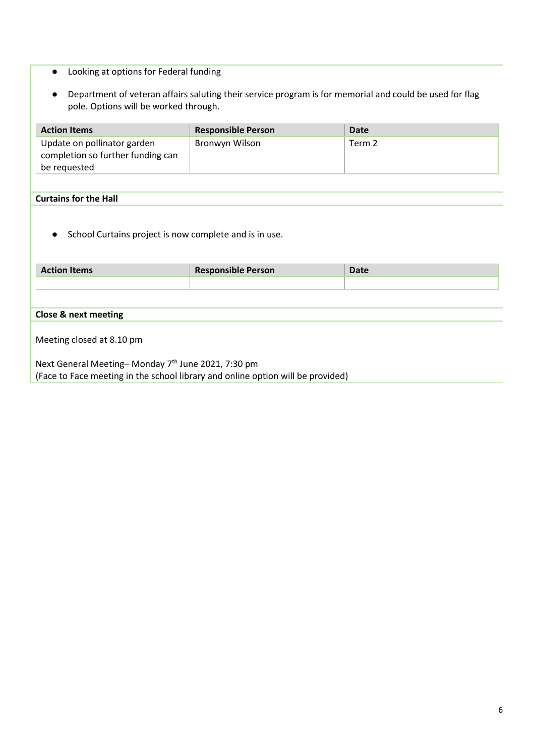- Looking at options for Federal funding
- Department of veteran affairs saluting their service program is for memorial and could be used for flag pole. Options will be worked through.

| Action Items | Responsible Person | Date |
|---|---|---|
| Update on pollinator garden completion so further funding can be requested | Bronwyn Wilson | Term 2 |

**Curtains for the Hall**

- School Curtains project is now complete and is in use.

| Action Items | Responsible Person | Date |
|---|---|---|
| | | |

**Close & next meeting**

Meeting closed at 8.10 pm

Next General Meeting– Monday 7th June 2021, 7:30 pm
(Face to Face meeting in the school library and online option will be provided)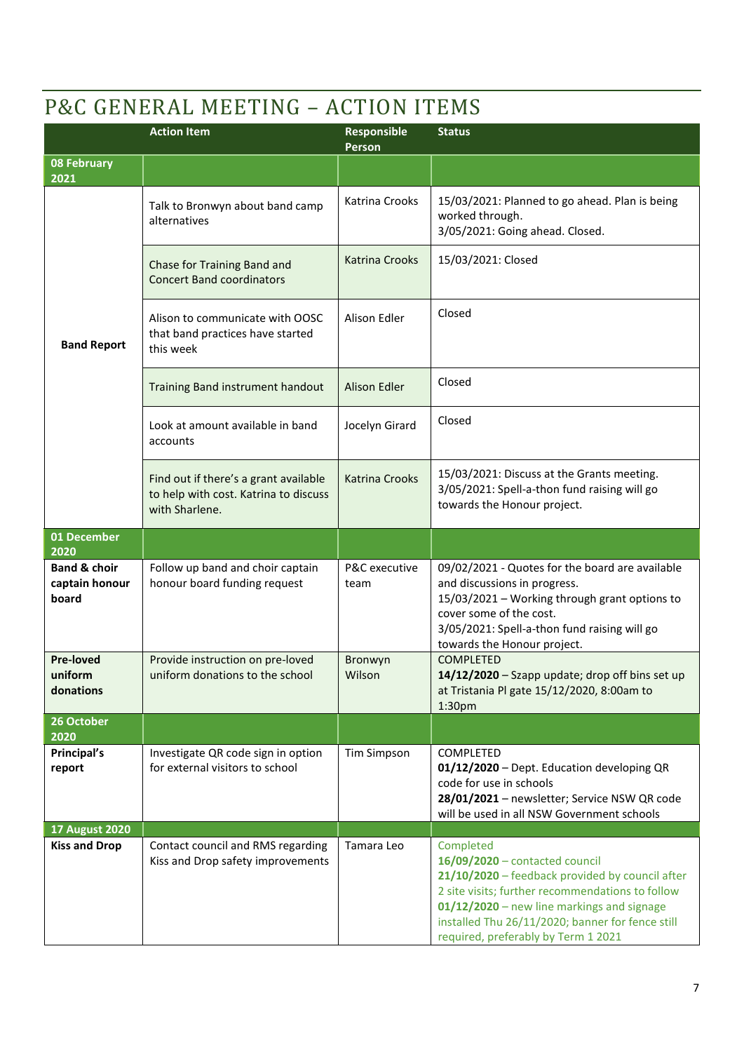# P&C GENERAL MEETING – ACTION ITEMS

| | Action Item | Responsible Person | Status |
|---|---|---|---|
| **08 February 2021** | | | |
| **Band Report** | Talk to Bronwyn about band camp alternatives | Katrina Crooks | 15/03/2021: Planned to go ahead. Plan is being worked through.<br>3/05/2021: Going ahead. Closed. |
| | Chase for Training Band and Concert Band coordinators | Katrina Crooks | 15/03/2021: Closed |
| | Alison to communicate with OOSC that band practices have started this week | Alison Edler | Closed |
| | Training Band instrument handout | Alison Edler | Closed |
| | Look at amount available in band accounts | Jocelyn Girard | Closed |
| | Find out if there's a grant available to help with cost. Katrina to discuss with Sharlene. | Katrina Crooks | 15/03/2021: Discuss at the Grants meeting.<br>3/05/2021: Spell-a-thon fund raising will go towards the Honour project. |
| **01 December 2020** | | | |
| **Band & choir captain honour board** | Follow up band and choir captain honour board funding request | P&C executive team | 09/02/2021 - Quotes for the board are available and discussions in progress.<br>15/03/2021 – Working through grant options to cover some of the cost.<br>3/05/2021: Spell-a-thon fund raising will go towards the Honour project. |
| **Pre-loved uniform donations** | Provide instruction on pre-loved uniform donations to the school | Bronwyn Wilson | COMPLETED<br>**14/12/2020** – Szapp update; drop off bins set up at Tristania Pl gate 15/12/2020, 8:00am to 1:30pm |
| **26 October 2020** | | | |
| **Principal's report** | Investigate QR code sign in option for external visitors to school | Tim Simpson | COMPLETED<br>**01/12/2020** – Dept. Education developing QR code for use in schools<br>**28/01/2021** – newsletter; Service NSW QR code will be used in all NSW Government schools |
| **17 August 2020** | | | |
| **Kiss and Drop** | Contact council and RMS regarding Kiss and Drop safety improvements | Tamara Leo | Completed<br>**16/09/2020** – contacted council<br>**21/10/2020** – feedback provided by council after 2 site visits; further recommendations to follow<br>**01/12/2020** – new line markings and signage installed Thu 26/11/2020; banner for fence still required, preferably by Term 1 2021 |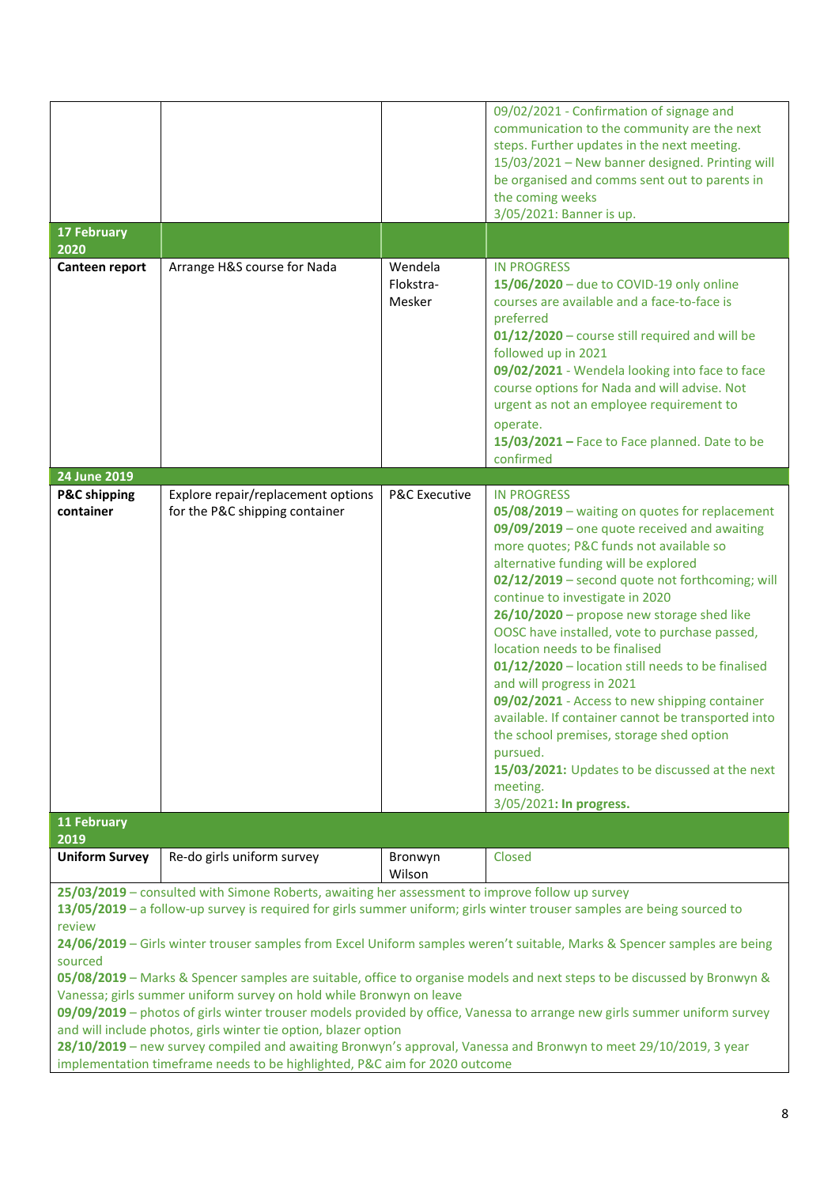| | | | |
|---|---|---|---|
| | | | 09/02/2021 - Confirmation of signage and communication to the community are the next steps. Further updates in the next meeting.<br>15/03/2021 – New banner designed. Printing will be organised and comms sent out to parents in the coming weeks<br>3/05/2021: Banner is up. |
| **17 February 2020** | | | |
| **Canteen report** | Arrange H&S course for Nada | Wendela Flokstra-Mesker | IN PROGRESS<br>**15/06/2020** – due to COVID-19 only online courses are available and a face-to-face is preferred<br>**01/12/2020** – course still required and will be followed up in 2021<br>**09/02/2021** - Wendela looking into face to face course options for Nada and will advise. Not urgent as not an employee requirement to operate.<br>**15/03/2021 –** Face to Face planned. Date to be confirmed |
| **24 June 2019** | | | |
| **P&C shipping container** | Explore repair/replacement options for the P&C shipping container | P&C Executive | IN PROGRESS<br>**05/08/2019** – waiting on quotes for replacement<br>**09/09/2019** – one quote received and awaiting more quotes; P&C funds not available so alternative funding will be explored<br>**02/12/2019** – second quote not forthcoming; will continue to investigate in 2020<br>**26/10/2020** – propose new storage shed like OOSC have installed, vote to purchase passed, location needs to be finalised<br>**01/12/2020** – location still needs to be finalised and will progress in 2021<br>**09/02/2021** - Access to new shipping container available. If container cannot be transported into the school premises, storage shed option pursued.<br>**15/03/2021:** Updates to be discussed at the next meeting.<br>3/05/2021**: In progress.** |
| **11 February 2019** | | | |
| **Uniform Survey** | Re-do girls uniform survey | Bronwyn Wilson | Closed |
| **25/03/2019** – consulted with Simone Roberts, awaiting her assessment to improve follow up survey<br>**13/05/2019** – a follow-up survey is required for girls summer uniform; girls winter trouser samples are being sourced to review<br>**24/06/2019** – Girls winter trouser samples from Excel Uniform samples weren't suitable, Marks & Spencer samples are being sourced<br>**05/08/2019** – Marks & Spencer samples are suitable, office to organise models and next steps to be discussed by Bronwyn & Vanessa; girls summer uniform survey on hold while Bronwyn on leave<br>**09/09/2019** – photos of girls winter trouser models provided by office, Vanessa to arrange new girls summer uniform survey and will include photos, girls winter tie option, blazer option<br>**28/10/2019** – new survey compiled and awaiting Bronwyn's approval, Vanessa and Bronwyn to meet 29/10/2019, 3 year implementation timeframe needs to be highlighted, P&C aim for 2020 outcome | | | |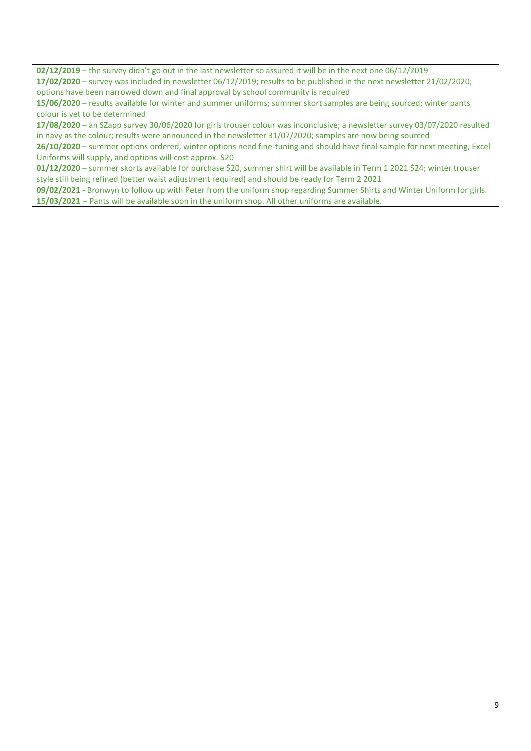**02/12/2019** – the survey didn't go out in the last newsletter so assured it will be in the next one 06/12/2019
**17/02/2020** – survey was included in newsletter 06/12/2019; results to be published in the next newsletter 21/02/2020; options have been narrowed down and final approval by school community is required
**15/06/2020** – results available for winter and summer uniforms; summer skort samples are being sourced; winter pants colour is yet to be determined
**17/08/2020** – an SZapp survey 30/06/2020 for girls trouser colour was inconclusive; a newsletter survey 03/07/2020 resulted in navy as the colour; results were announced in the newsletter 31/07/2020; samples are now being sourced
**26/10/2020** – summer options ordered, winter options need fine-tuning and should have final sample for next meeting, Excel Uniforms will supply, and options will cost approx. $20
**01/12/2020** – summer skorts available for purchase $20, summer shirt will be available in Term 1 2021 $24; winter trouser style still being refined (better waist adjustment required) and should be ready for Term 2 2021
**09/02/2021** - Bronwyn to follow up with Peter from the uniform shop regarding Summer Shirts and Winter Uniform for girls.
**15/03/2021** – Pants will be available soon in the uniform shop. All other uniforms are available.